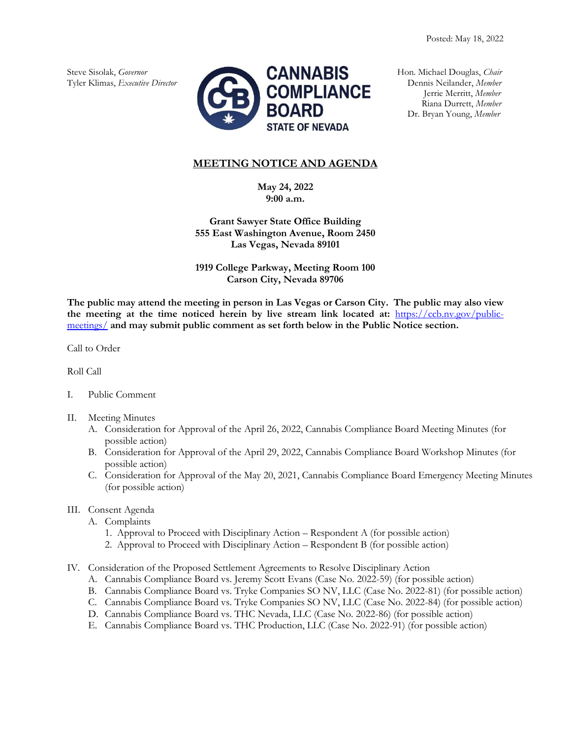Posted: May 18, 2022

Steve Sisolak, *Governor*
Tyler Klimas, *Executive Director*

**CANNABIS COMPLIANCE BOARD**
**STATE OF NEVADA**

Hon. Michael Douglas, *Chair*
Dennis Neilander, *Member*
Jerrie Merritt, *Member*
Riana Durrett, *Member*
Dr. Bryan Young, *Member*

## MEETING NOTICE AND AGENDA

**May 24, 2022**
**9:00 a.m.**

**Grant Sawyer State Office Building**
**555 East Washington Avenue, Room 2450**
**Las Vegas, Nevada 89101**

**1919 College Parkway, Meeting Room 100**
**Carson City, Nevada 89706**

**The public may attend the meeting in person in Las Vegas or Carson City. The public may also view the meeting at the time noticed herein by live stream link located at:** https://ccb.nv.gov/public-meetings/ **and may submit public comment as set forth below in the Public Notice section.**

Call to Order

Roll Call

I. Public Comment

II. Meeting Minutes
   A. Consideration for Approval of the April 26, 2022, Cannabis Compliance Board Meeting Minutes (for possible action)
   B. Consideration for Approval of the April 29, 2022, Cannabis Compliance Board Workshop Minutes (for possible action)
   C. Consideration for Approval of the May 20, 2021, Cannabis Compliance Board Emergency Meeting Minutes (for possible action)

III. Consent Agenda
   A. Complaints
      1. Approval to Proceed with Disciplinary Action – Respondent A (for possible action)
      2. Approval to Proceed with Disciplinary Action – Respondent B (for possible action)

IV. Consideration of the Proposed Settlement Agreements to Resolve Disciplinary Action
   A. Cannabis Compliance Board vs. Jeremy Scott Evans (Case No. 2022-59) (for possible action)
   B. Cannabis Compliance Board vs. Tryke Companies SO NV, LLC (Case No. 2022-81) (for possible action)
   C. Cannabis Compliance Board vs. Tryke Companies SO NV, LLC (Case No. 2022-84) (for possible action)
   D. Cannabis Compliance Board vs. THC Nevada, LLC (Case No. 2022-86) (for possible action)
   E. Cannabis Compliance Board vs. THC Production, LLC (Case No. 2022-91) (for possible action)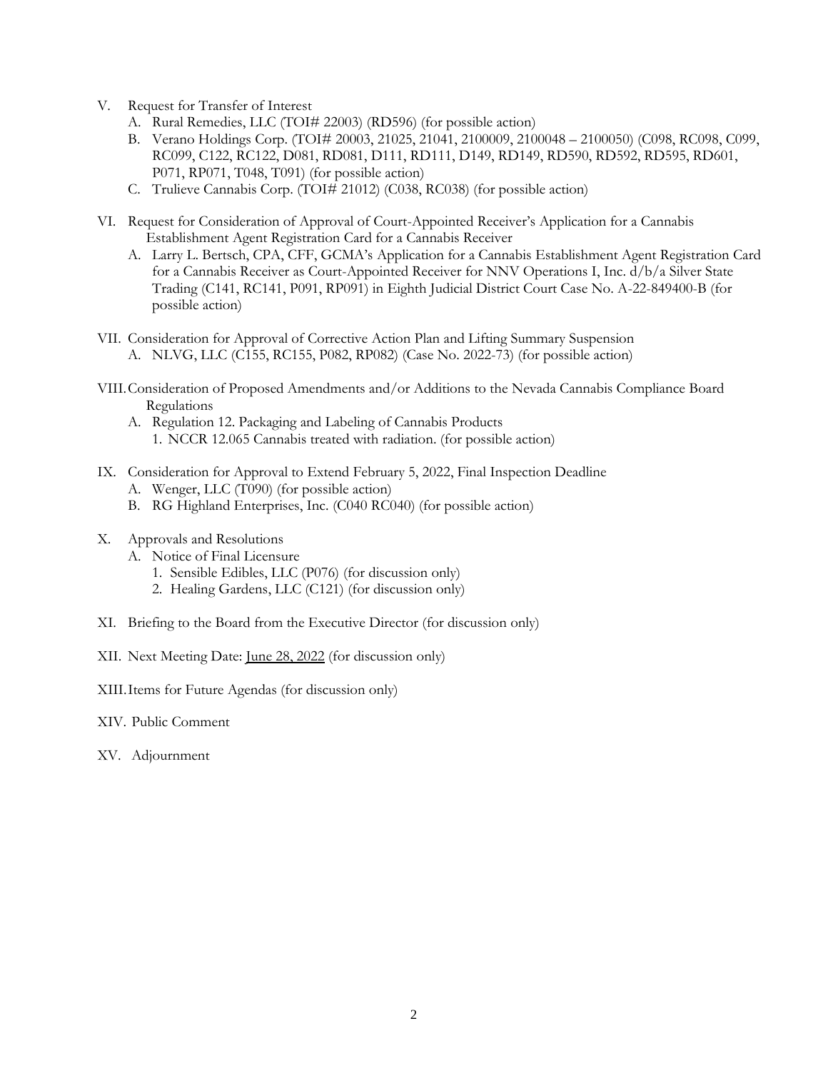V. Request for Transfer of Interest
   A. Rural Remedies, LLC (TOI# 22003) (RD596) (for possible action)
   B. Verano Holdings Corp. (TOI# 20003, 21025, 21041, 2100009, 2100048 – 2100050) (C098, RC098, C099, RC099, C122, RC122, D081, RD081, D111, RD111, D149, RD149, RD590, RD592, RD595, RD601, P071, RP071, T048, T091) (for possible action)
   C. Trulieve Cannabis Corp. (TOI# 21012) (C038, RC038) (for possible action)

VI. Request for Consideration of Approval of Court-Appointed Receiver's Application for a Cannabis Establishment Agent Registration Card for a Cannabis Receiver
   A. Larry L. Bertsch, CPA, CFF, GCMA's Application for a Cannabis Establishment Agent Registration Card for a Cannabis Receiver as Court-Appointed Receiver for NNV Operations I, Inc. d/b/a Silver State Trading (C141, RC141, P091, RP091) in Eighth Judicial District Court Case No. A-22-849400-B (for possible action)

VII. Consideration for Approval of Corrective Action Plan and Lifting Summary Suspension
   A. NLVG, LLC (C155, RC155, P082, RP082) (Case No. 2022-73) (for possible action)

VIII. Consideration of Proposed Amendments and/or Additions to the Nevada Cannabis Compliance Board Regulations
   A. Regulation 12. Packaging and Labeling of Cannabis Products
      1. NCCR 12.065 Cannabis treated with radiation. (for possible action)

IX. Consideration for Approval to Extend February 5, 2022, Final Inspection Deadline
   A. Wenger, LLC (T090) (for possible action)
   B. RG Highland Enterprises, Inc. (C040 RC040) (for possible action)

X. Approvals and Resolutions
   A. Notice of Final Licensure
      1. Sensible Edibles, LLC (P076) (for discussion only)
      2. Healing Gardens, LLC (C121) (for discussion only)

XI. Briefing to the Board from the Executive Director (for discussion only)

XII. Next Meeting Date: June 28, 2022 (for discussion only)

XIII. Items for Future Agendas (for discussion only)

XIV. Public Comment

XV. Adjournment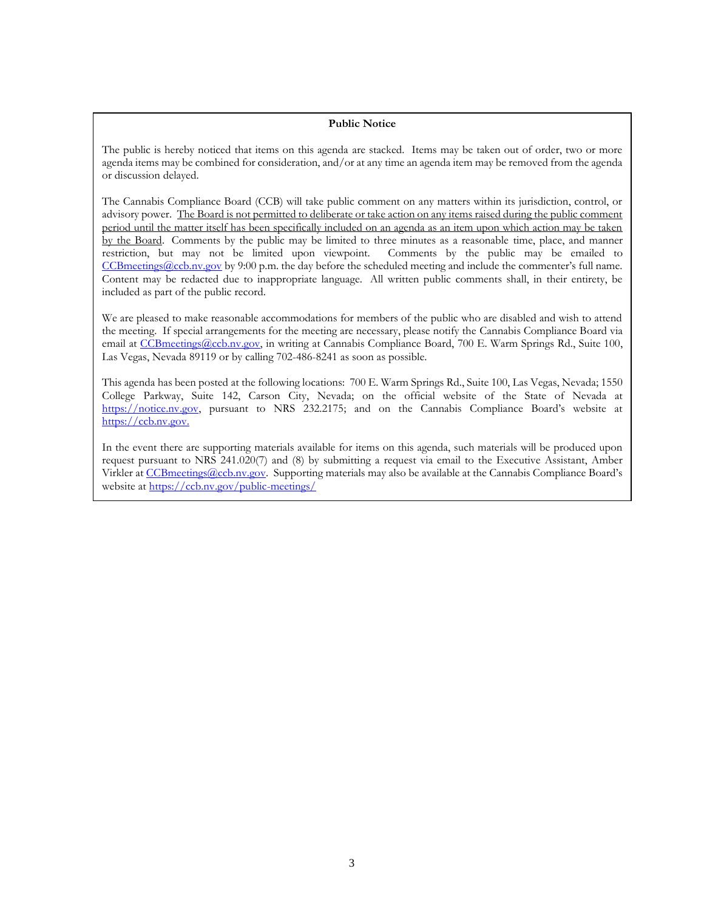**Public Notice**

The public is hereby noticed that items on this agenda are stacked. Items may be taken out of order, two or more agenda items may be combined for consideration, and/or at any time an agenda item may be removed from the agenda or discussion delayed.

The Cannabis Compliance Board (CCB) will take public comment on any matters within its jurisdiction, control, or advisory power. <u>The Board is not permitted to deliberate or take action on any items raised during the public comment period until the matter itself has been specifically included on an agenda as an item upon which action may be taken by the Board</u>. Comments by the public may be limited to three minutes as a reasonable time, place, and manner restriction, but may not be limited upon viewpoint. Comments by the public may be emailed to [CCBmeetings@ccb.nv.gov](mailto:CCBmeetings@ccb.nv.gov) by 9:00 p.m. the day before the scheduled meeting and include the commenter's full name. Content may be redacted due to inappropriate language. All written public comments shall, in their entirety, be included as part of the public record.

We are pleased to make reasonable accommodations for members of the public who are disabled and wish to attend the meeting. If special arrangements for the meeting are necessary, please notify the Cannabis Compliance Board via email at [CCBmeetings@ccb.nv.gov](mailto:CCBmeetings@ccb.nv.gov), in writing at Cannabis Compliance Board, 700 E. Warm Springs Rd., Suite 100, Las Vegas, Nevada 89119 or by calling 702-486-8241 as soon as possible.

This agenda has been posted at the following locations: 700 E. Warm Springs Rd., Suite 100, Las Vegas, Nevada; 1550 College Parkway, Suite 142, Carson City, Nevada; on the official website of the State of Nevada at [https://notice.nv.gov](https://notice.nv.gov), pursuant to NRS 232.2175; and on the Cannabis Compliance Board's website at [https://ccb.nv.gov.](https://ccb.nv.gov)

In the event there are supporting materials available for items on this agenda, such materials will be produced upon request pursuant to NRS 241.020(7) and (8) by submitting a request via email to the Executive Assistant, Amber Virkler at [CCBmeetings@ccb.nv.gov](mailto:CCBmeetings@ccb.nv.gov). Supporting materials may also be available at the Cannabis Compliance Board's website at [https://ccb.nv.gov/public-meetings/](https://ccb.nv.gov/public-meetings/)